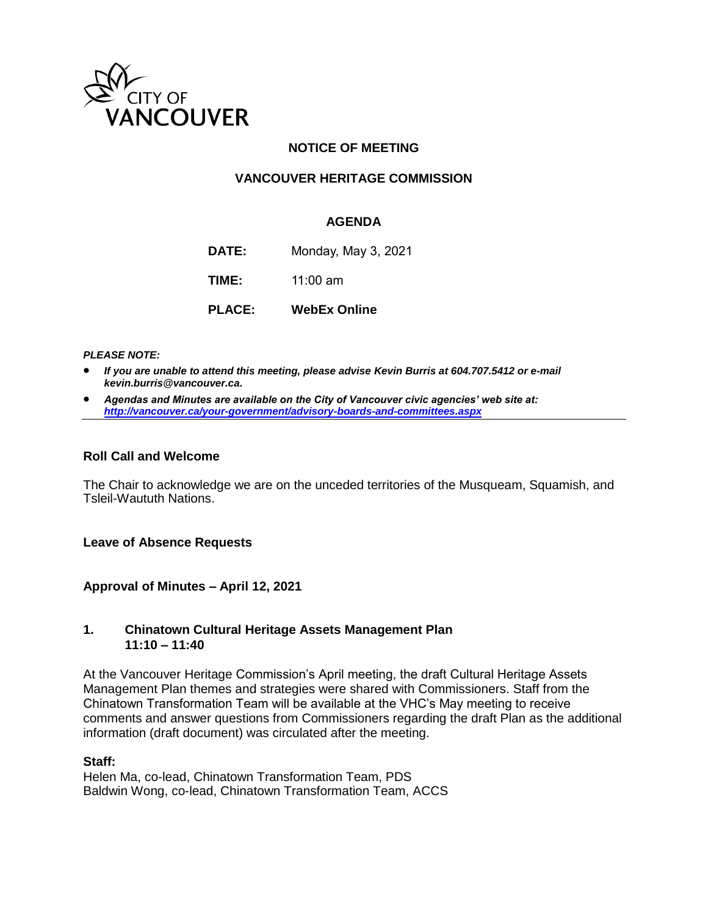CITY OF VANCOUVER

## NOTICE OF MEETING

## VANCOUVER HERITAGE COMMISSION

### AGENDA

**DATE:** Monday, May 3, 2021

**TIME:** 11:00 am

**PLACE:** **WebEx Online**

***PLEASE NOTE:***

- ***If you are unable to attend this meeting, please advise Kevin Burris at 604.707.5412 or e-mail kevin.burris@vancouver.ca.***
- ***Agendas and Minutes are available on the City of Vancouver civic agencies' web site at: http://vancouver.ca/your-government/advisory-boards-and-committees.aspx***

---

**Roll Call and Welcome**

The Chair to acknowledge we are on the unceded territories of the Musqueam, Squamish, and Tsleil-Waututh Nations.

**Leave of Absence Requests**

**Approval of Minutes – April 12, 2021**

**1. Chinatown Cultural Heritage Assets Management Plan**
**11:10 – 11:40**

At the Vancouver Heritage Commission's April meeting, the draft Cultural Heritage Assets Management Plan themes and strategies were shared with Commissioners. Staff from the Chinatown Transformation Team will be available at the VHC's May meeting to receive comments and answer questions from Commissioners regarding the draft Plan as the additional information (draft document) was circulated after the meeting.

**Staff:**
Helen Ma, co-lead, Chinatown Transformation Team, PDS
Baldwin Wong, co-lead, Chinatown Transformation Team, ACCS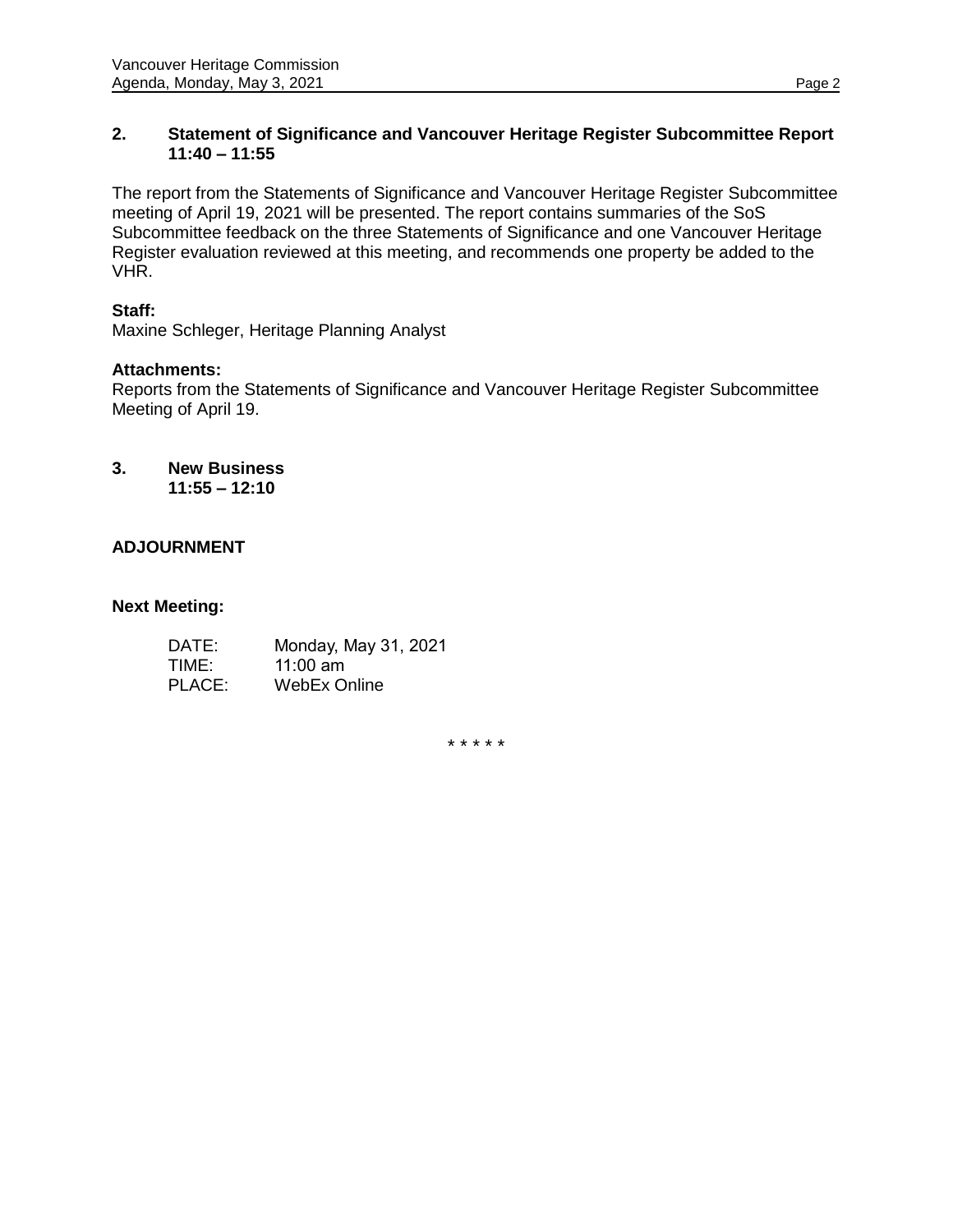**2. Statement of Significance and Vancouver Heritage Register Subcommittee Report 11:40 – 11:55**

The report from the Statements of Significance and Vancouver Heritage Register Subcommittee meeting of April 19, 2021 will be presented. The report contains summaries of the SoS Subcommittee feedback on the three Statements of Significance and one Vancouver Heritage Register evaluation reviewed at this meeting, and recommends one property be added to the VHR.

**Staff:**
Maxine Schleger, Heritage Planning Analyst

**Attachments:**
Reports from the Statements of Significance and Vancouver Heritage Register Subcommittee Meeting of April 19.

**3. New Business 11:55 – 12:10**

**ADJOURNMENT**

**Next Meeting:**

DATE: Monday, May 31, 2021
TIME: 11:00 am
PLACE: WebEx Online

* * * * *